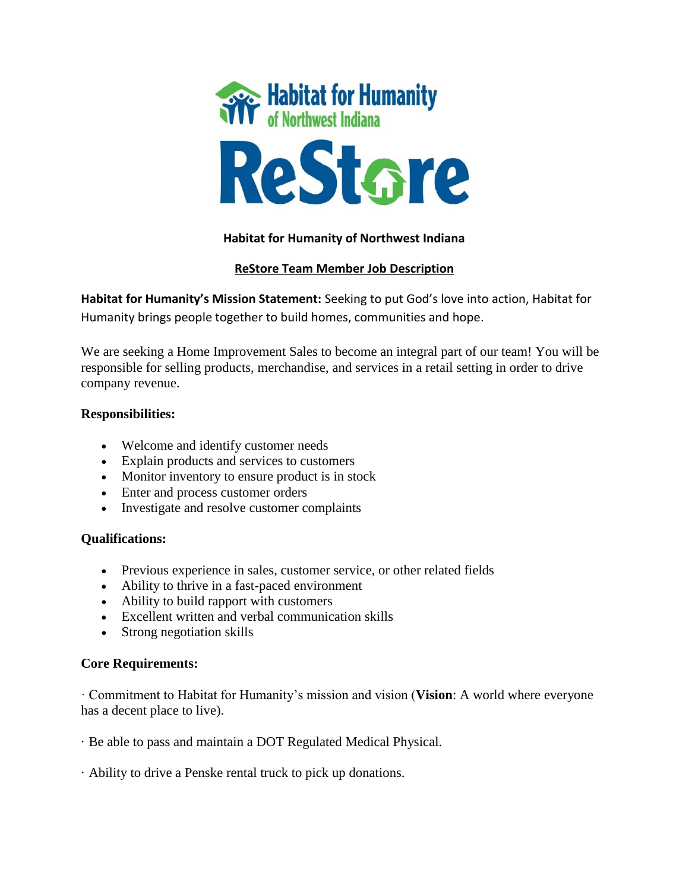# Habitat for Humanity of Northwest Indiana

## ReStore Team Member Job Description

**Habitat for Humanity's Mission Statement:** Seeking to put God's love into action, Habitat for Humanity brings people together to build homes, communities and hope.

We are seeking a Home Improvement Sales to become an integral part of our team! You will be responsible for selling products, merchandise, and services in a retail setting in order to drive company revenue.

### Responsibilities:

- Welcome and identify customer needs
- Explain products and services to customers
- Monitor inventory to ensure product is in stock
- Enter and process customer orders
- Investigate and resolve customer complaints

### Qualifications:

- Previous experience in sales, customer service, or other related fields
- Ability to thrive in a fast-paced environment
- Ability to build rapport with customers
- Excellent written and verbal communication skills
- Strong negotiation skills

### Core Requirements:

· Commitment to Habitat for Humanity's mission and vision (**Vision**: A world where everyone has a decent place to live).

· Be able to pass and maintain a DOT Regulated Medical Physical.

· Ability to drive a Penske rental truck to pick up donations.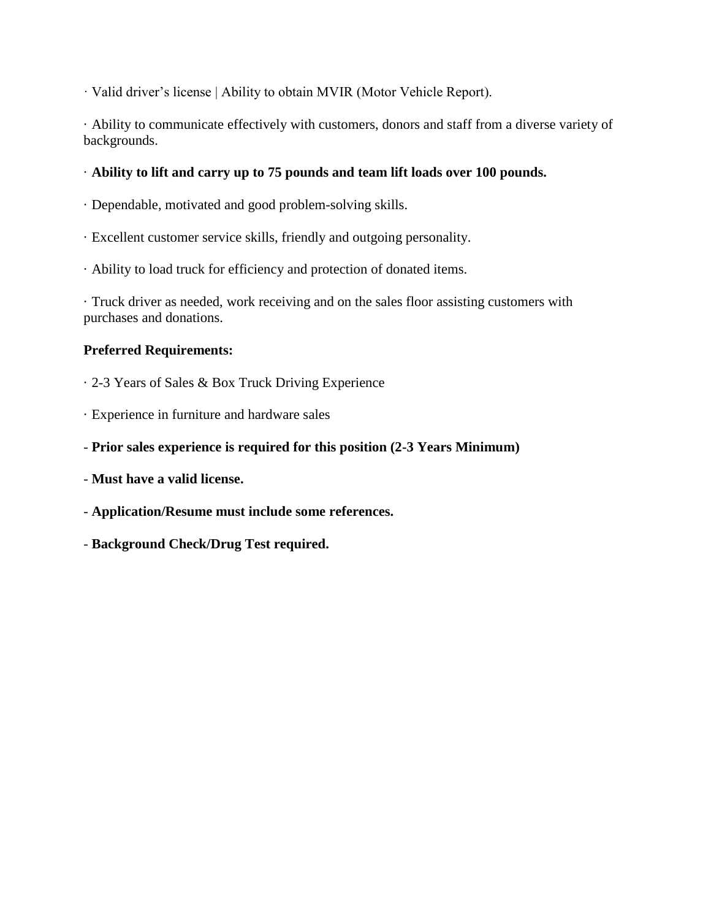· Valid driver's license | Ability to obtain MVIR (Motor Vehicle Report).

· Ability to communicate effectively with customers, donors and staff from a diverse variety of backgrounds.

· **Ability to lift and carry up to 75 pounds and team lift loads over 100 pounds.**

· Dependable, motivated and good problem-solving skills.

· Excellent customer service skills, friendly and outgoing personality.

· Ability to load truck for efficiency and protection of donated items.

· Truck driver as needed, work receiving and on the sales floor assisting customers with purchases and donations.

**Preferred Requirements:**

· 2-3 Years of Sales & Box Truck Driving Experience

· Experience in furniture and hardware sales

- **Prior sales experience is required for this position (2-3 Years Minimum)**

- **Must have a valid license.**

- **Application/Resume must include some references.**

- **Background Check/Drug Test required.**